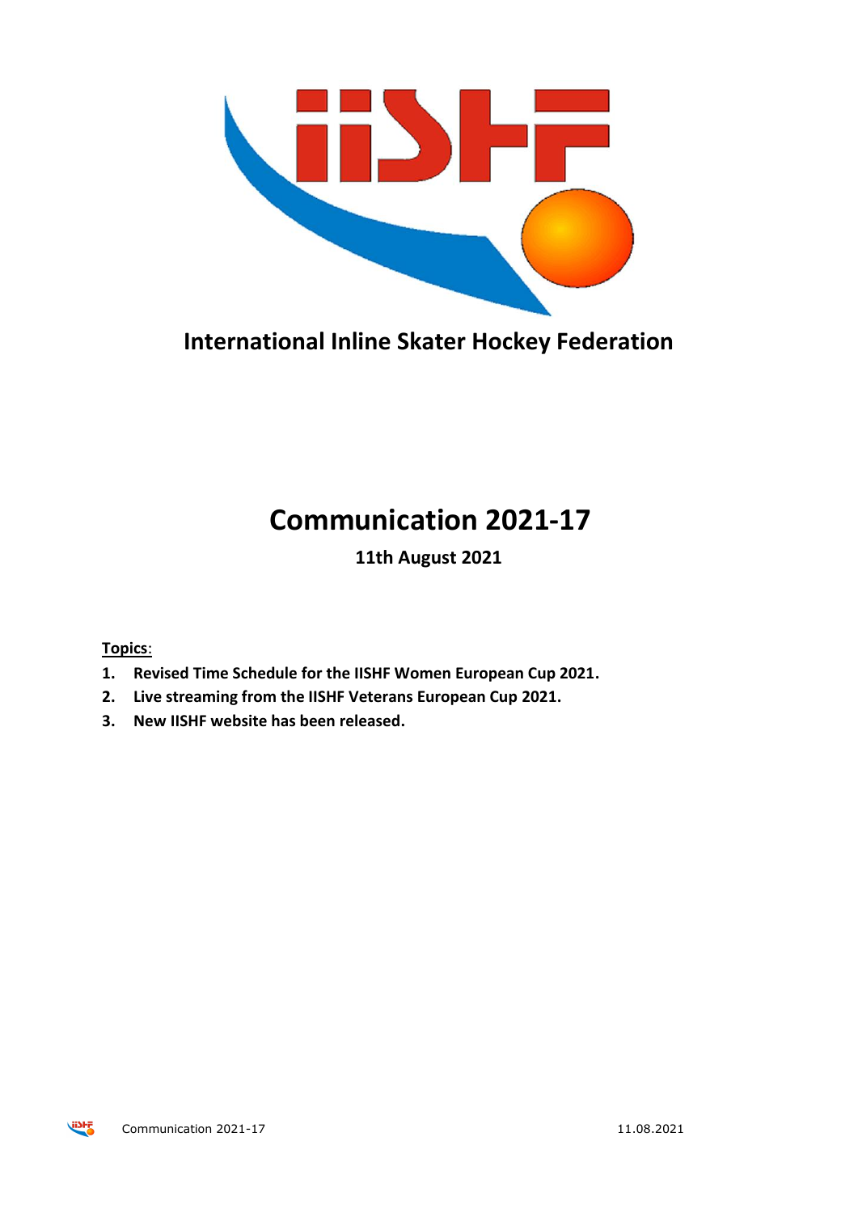# International Inline Skater Hockey Federation

# Communication 2021-17

**11th August 2021**

**<u>Topics</u>:**

1. **Revised Time Schedule for the IISHF Women European Cup 2021.**
2. **Live streaming from the IISHF Veterans European Cup 2021.**
3. **New IISHF website has been released.**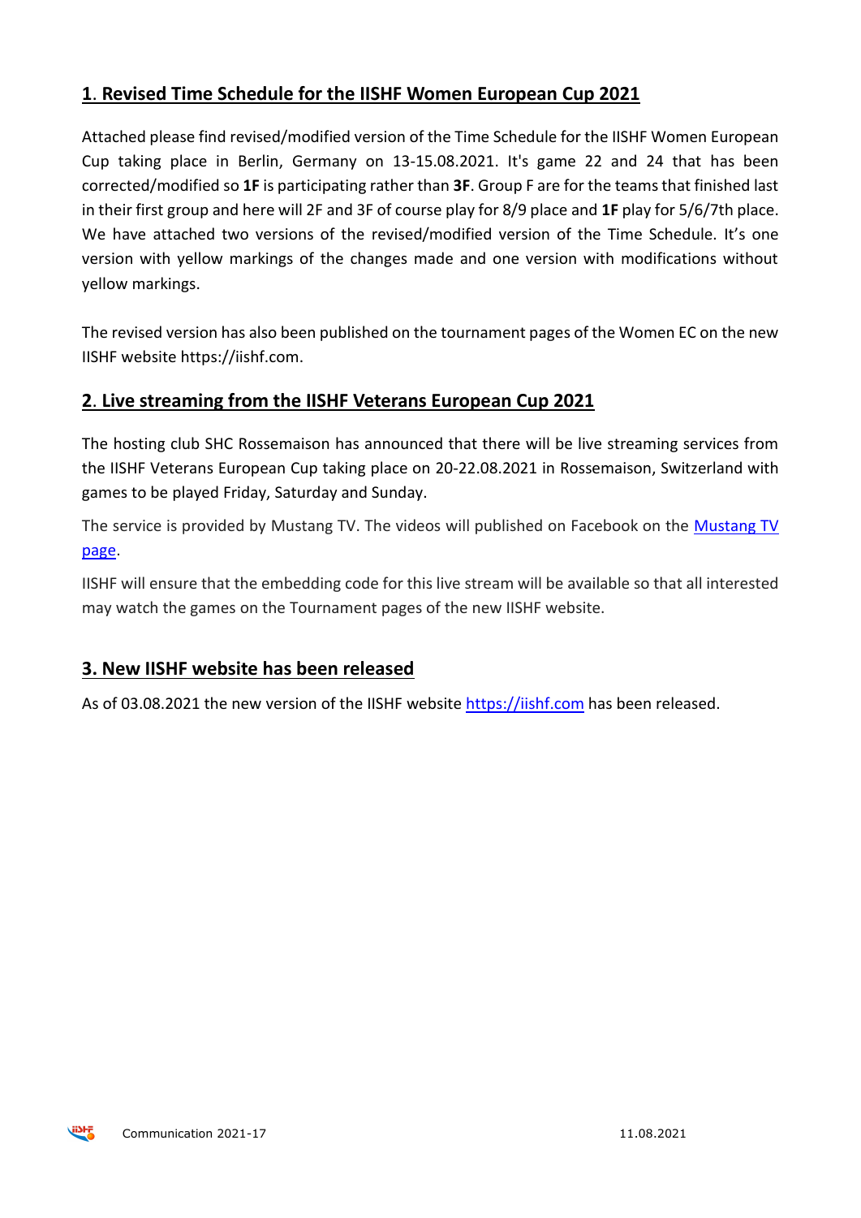## 1. Revised Time Schedule for the IISHF Women European Cup 2021

Attached please find revised/modified version of the Time Schedule for the IISHF Women European Cup taking place in Berlin, Germany on 13-15.08.2021. It's game 22 and 24 that has been corrected/modified so **1F** is participating rather than **3F**. Group F are for the teams that finished last in their first group and here will 2F and 3F of course play for 8/9 place and **1F** play for 5/6/7th place. We have attached two versions of the revised/modified version of the Time Schedule. It's one version with yellow markings of the changes made and one version with modifications without yellow markings.

The revised version has also been published on the tournament pages of the Women EC on the new IISHF website https://iishf.com.

## 2. Live streaming from the IISHF Veterans European Cup 2021

The hosting club SHC Rossemaison has announced that there will be live streaming services from the IISHF Veterans European Cup taking place on 20-22.08.2021 in Rossemaison, Switzerland with games to be played Friday, Saturday and Sunday.

The service is provided by Mustang TV. The videos will published on Facebook on the [Mustang TV page](#).

IISHF will ensure that the embedding code for this live stream will be available so that all interested may watch the games on the Tournament pages of the new IISHF website.

## 3. New IISHF website has been released

As of 03.08.2021 the new version of the IISHF website [https://iishf.com](https://iishf.com) has been released.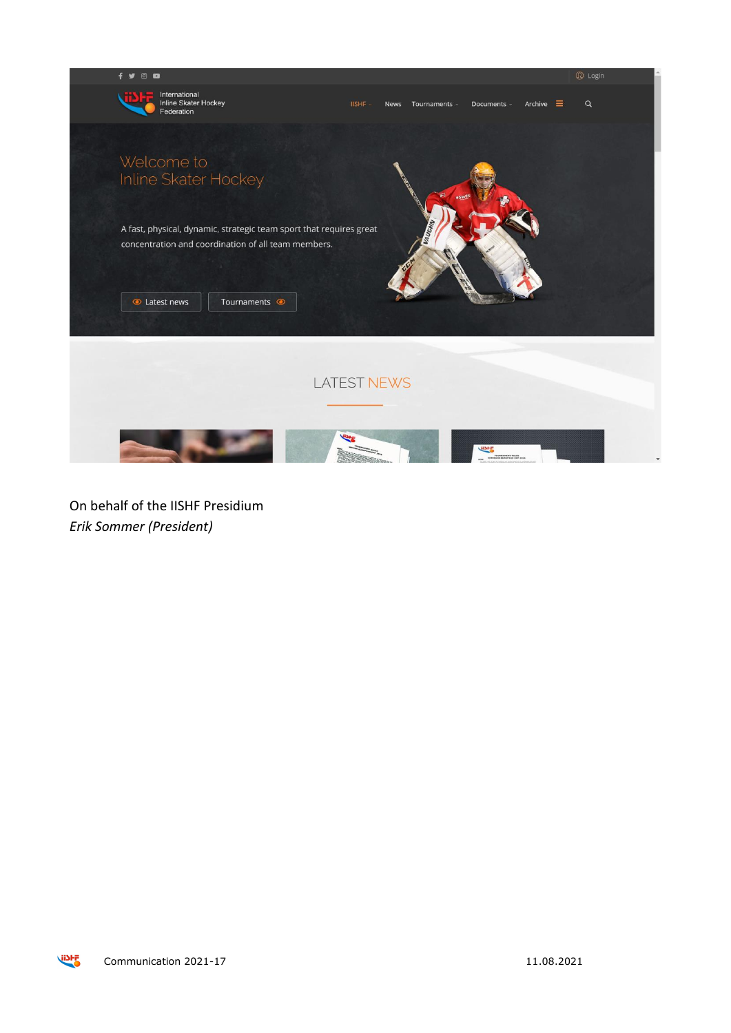On behalf of the IISHF Presidium
*Erik Sommer (President)*